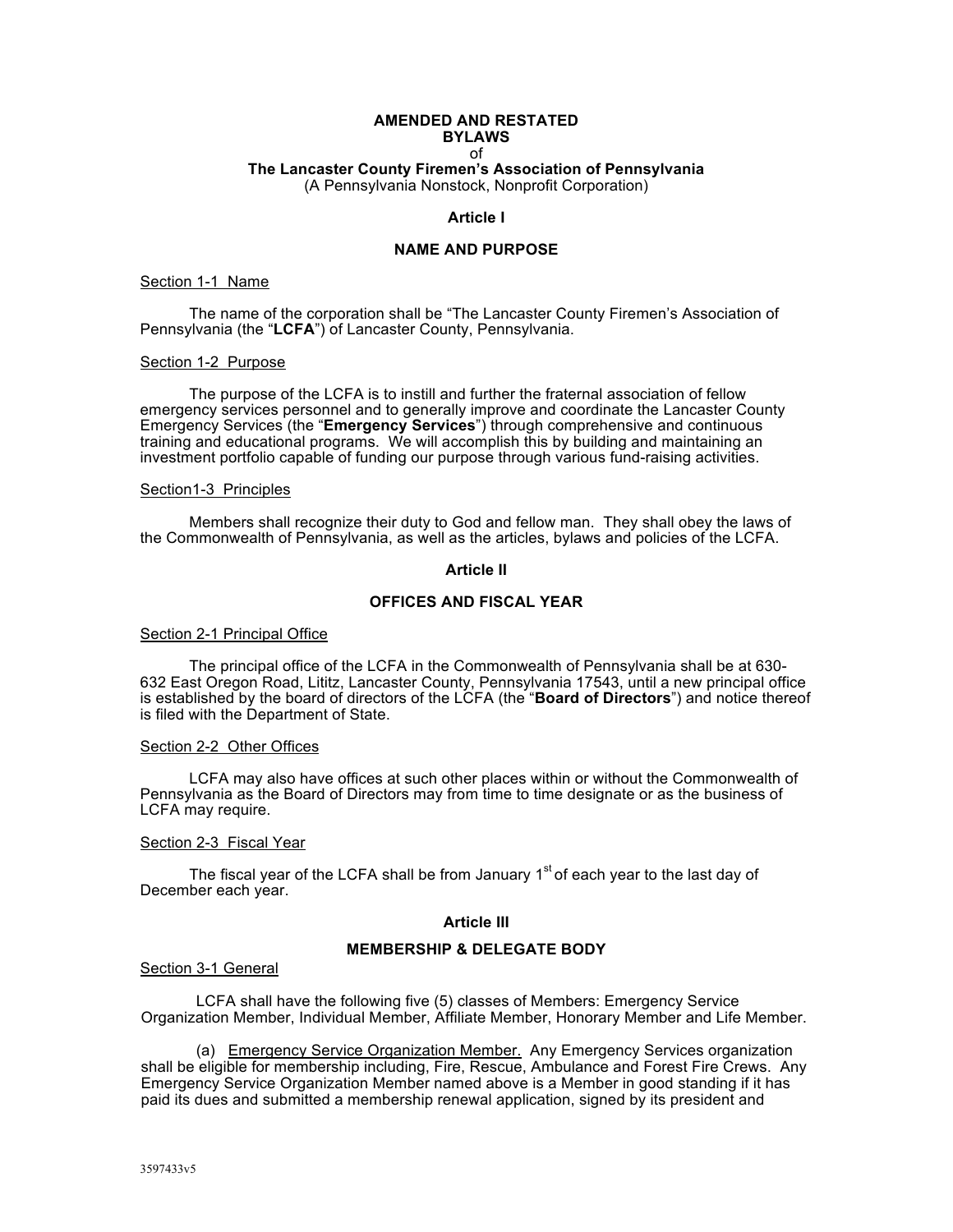# AMENDED AND RESTATED BYLAWS

of

**The Lancaster County Firemen's Association of Pennsylvania**

(A Pennsylvania Nonstock, Nonprofit Corporation)

## Article I

## NAME AND PURPOSE

Section 1-1 Name

The name of the corporation shall be "The Lancaster County Firemen's Association of Pennsylvania (the "**LCFA**") of Lancaster County, Pennsylvania.

Section 1-2 Purpose

The purpose of the LCFA is to instill and further the fraternal association of fellow emergency services personnel and to generally improve and coordinate the Lancaster County Emergency Services (the "**Emergency Services**") through comprehensive and continuous training and educational programs. We will accomplish this by building and maintaining an investment portfolio capable of funding our purpose through various fund-raising activities.

Section1-3 Principles

Members shall recognize their duty to God and fellow man. They shall obey the laws of the Commonwealth of Pennsylvania, as well as the articles, bylaws and policies of the LCFA.

## Article II

## OFFICES AND FISCAL YEAR

Section 2-1 Principal Office

The principal office of the LCFA in the Commonwealth of Pennsylvania shall be at 630-632 East Oregon Road, Lititz, Lancaster County, Pennsylvania 17543, until a new principal office is established by the board of directors of the LCFA (the "**Board of Directors**") and notice thereof is filed with the Department of State.

Section 2-2 Other Offices

LCFA may also have offices at such other places within or without the Commonwealth of Pennsylvania as the Board of Directors may from time to time designate or as the business of LCFA may require.

Section 2-3 Fiscal Year

The fiscal year of the LCFA shall be from January 1st of each year to the last day of December each year.

## Article III

## MEMBERSHIP & DELEGATE BODY

Section 3-1 General

LCFA shall have the following five (5) classes of Members: Emergency Service Organization Member, Individual Member, Affiliate Member, Honorary Member and Life Member.

(a) Emergency Service Organization Member. Any Emergency Services organization shall be eligible for membership including, Fire, Rescue, Ambulance and Forest Fire Crews. Any Emergency Service Organization Member named above is a Member in good standing if it has paid its dues and submitted a membership renewal application, signed by its president and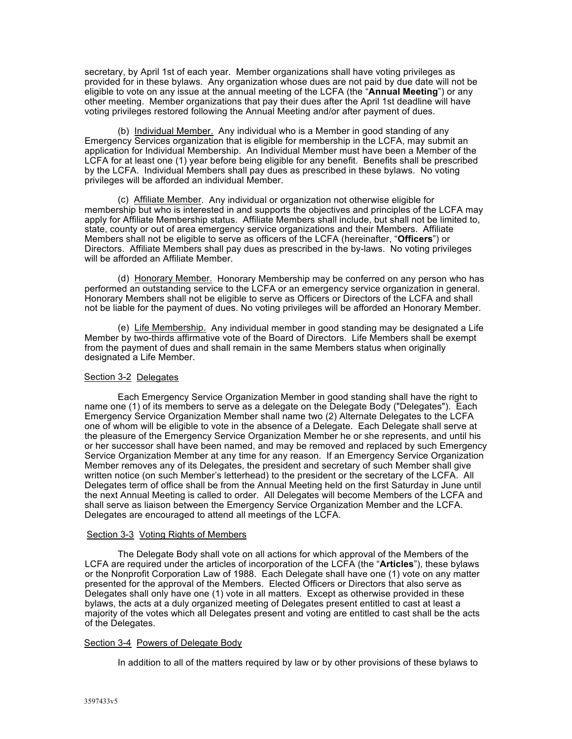secretary, by April 1st of each year. Member organizations shall have voting privileges as provided for in these bylaws. Any organization whose dues are not paid by due date will not be eligible to vote on any issue at the annual meeting of the LCFA (the "**Annual Meeting**") or any other meeting. Member organizations that pay their dues after the April 1st deadline will have voting privileges restored following the Annual Meeting and/or after payment of dues.

(b) Individual Member. Any individual who is a Member in good standing of any Emergency Services organization that is eligible for membership in the LCFA, may submit an application for Individual Membership. An Individual Member must have been a Member of the LCFA for at least one (1) year before being eligible for any benefit. Benefits shall be prescribed by the LCFA. Individual Members shall pay dues as prescribed in these bylaws. No voting privileges will be afforded an individual Member.

(c) Affiliate Member. Any individual or organization not otherwise eligible for membership but who is interested in and supports the objectives and principles of the LCFA may apply for Affiliate Membership status. Affiliate Members shall include, but shall not be limited to, state, county or out of area emergency service organizations and their Members. Affiliate Members shall not be eligible to serve as officers of the LCFA (hereinafter, "**Officers**") or Directors. Affiliate Members shall pay dues as prescribed in the by-laws. No voting privileges will be afforded an Affiliate Member.

(d) Honorary Member. Honorary Membership may be conferred on any person who has performed an outstanding service to the LCFA or an emergency service organization in general. Honorary Members shall not be eligible to serve as Officers or Directors of the LCFA and shall not be liable for the payment of dues. No voting privileges will be afforded an Honorary Member.

(e) Life Membership. Any individual member in good standing may be designated a Life Member by two-thirds affirmative vote of the Board of Directors. Life Members shall be exempt from the payment of dues and shall remain in the same Members status when originally designated a Life Member.

## Section 3-2 Delegates

Each Emergency Service Organization Member in good standing shall have the right to name one (1) of its members to serve as a delegate on the Delegate Body ("Delegates"). Each Emergency Service Organization Member shall name two (2) Alternate Delegates to the LCFA one of whom will be eligible to vote in the absence of a Delegate. Each Delegate shall serve at the pleasure of the Emergency Service Organization Member he or she represents, and until his or her successor shall have been named, and may be removed and replaced by such Emergency Service Organization Member at any time for any reason. If an Emergency Service Organization Member removes any of its Delegates, the president and secretary of such Member shall give written notice (on such Member's letterhead) to the president or the secretary of the LCFA. All Delegates term of office shall be from the Annual Meeting held on the first Saturday in June until the next Annual Meeting is called to order. All Delegates will become Members of the LCFA and shall serve as liaison between the Emergency Service Organization Member and the LCFA. Delegates are encouraged to attend all meetings of the LCFA.

## Section 3-3 Voting Rights of Members

The Delegate Body shall vote on all actions for which approval of the Members of the LCFA are required under the articles of incorporation of the LCFA (the "**Articles**"), these bylaws or the Nonprofit Corporation Law of 1988. Each Delegate shall have one (1) vote on any matter presented for the approval of the Members. Elected Officers or Directors that also serve as Delegates shall only have one (1) vote in all matters. Except as otherwise provided in these bylaws, the acts at a duly organized meeting of Delegates present entitled to cast at least a majority of the votes which all Delegates present and voting are entitled to cast shall be the acts of the Delegates.

## Section 3-4 Powers of Delegate Body

In addition to all of the matters required by law or by other provisions of these bylaws to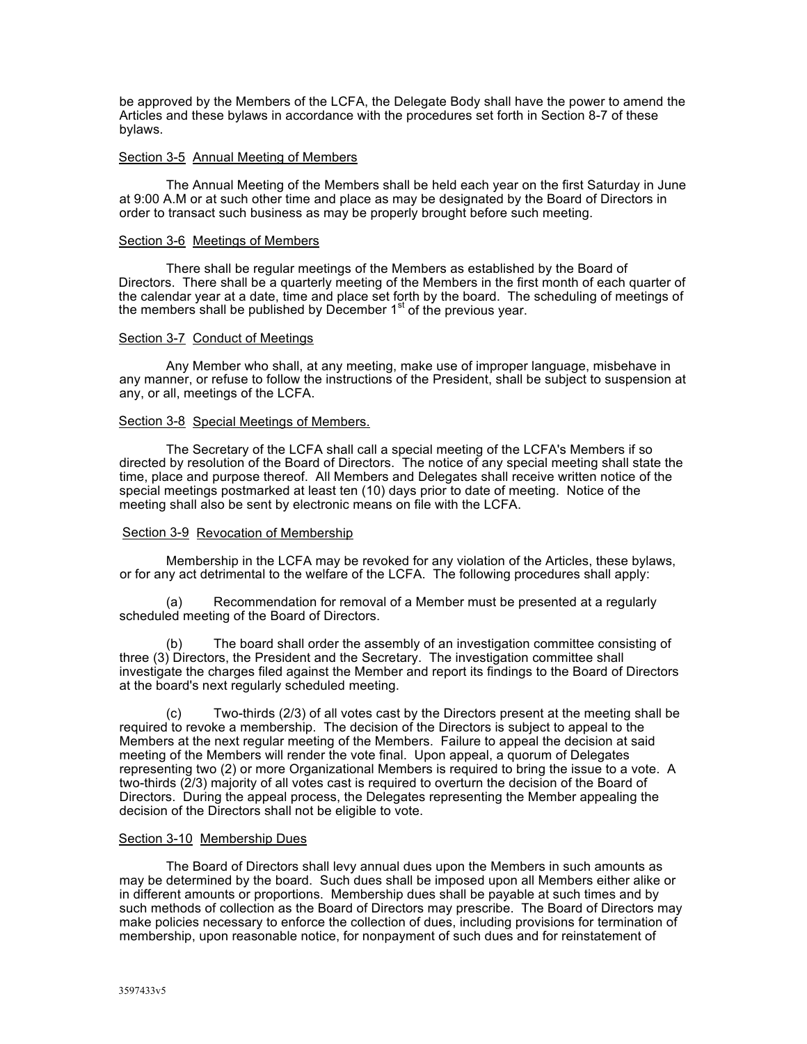be approved by the Members of the LCFA, the Delegate Body shall have the power to amend the Articles and these bylaws in accordance with the procedures set forth in Section 8-7 of these bylaws.

### Section 3-5 Annual Meeting of Members

The Annual Meeting of the Members shall be held each year on the first Saturday in June at 9:00 A.M or at such other time and place as may be designated by the Board of Directors in order to transact such business as may be properly brought before such meeting.

### Section 3-6 Meetings of Members

There shall be regular meetings of the Members as established by the Board of Directors. There shall be a quarterly meeting of the Members in the first month of each quarter of the calendar year at a date, time and place set forth by the board. The scheduling of meetings of the members shall be published by December 1st of the previous year.

### Section 3-7 Conduct of Meetings

Any Member who shall, at any meeting, make use of improper language, misbehave in any manner, or refuse to follow the instructions of the President, shall be subject to suspension at any, or all, meetings of the LCFA.

### Section 3-8 Special Meetings of Members.

The Secretary of the LCFA shall call a special meeting of the LCFA's Members if so directed by resolution of the Board of Directors. The notice of any special meeting shall state the time, place and purpose thereof. All Members and Delegates shall receive written notice of the special meetings postmarked at least ten (10) days prior to date of meeting. Notice of the meeting shall also be sent by electronic means on file with the LCFA.

### Section 3-9 Revocation of Membership

Membership in the LCFA may be revoked for any violation of the Articles, these bylaws, or for any act detrimental to the welfare of the LCFA. The following procedures shall apply:

(a) Recommendation for removal of a Member must be presented at a regularly scheduled meeting of the Board of Directors.

(b) The board shall order the assembly of an investigation committee consisting of three (3) Directors, the President and the Secretary. The investigation committee shall investigate the charges filed against the Member and report its findings to the Board of Directors at the board's next regularly scheduled meeting.

(c) Two-thirds (2/3) of all votes cast by the Directors present at the meeting shall be required to revoke a membership. The decision of the Directors is subject to appeal to the Members at the next regular meeting of the Members. Failure to appeal the decision at said meeting of the Members will render the vote final. Upon appeal, a quorum of Delegates representing two (2) or more Organizational Members is required to bring the issue to a vote. A two-thirds (2/3) majority of all votes cast is required to overturn the decision of the Board of Directors. During the appeal process, the Delegates representing the Member appealing the decision of the Directors shall not be eligible to vote.

### Section 3-10 Membership Dues

The Board of Directors shall levy annual dues upon the Members in such amounts as may be determined by the board. Such dues shall be imposed upon all Members either alike or in different amounts or proportions. Membership dues shall be payable at such times and by such methods of collection as the Board of Directors may prescribe. The Board of Directors may make policies necessary to enforce the collection of dues, including provisions for termination of membership, upon reasonable notice, for nonpayment of such dues and for reinstatement of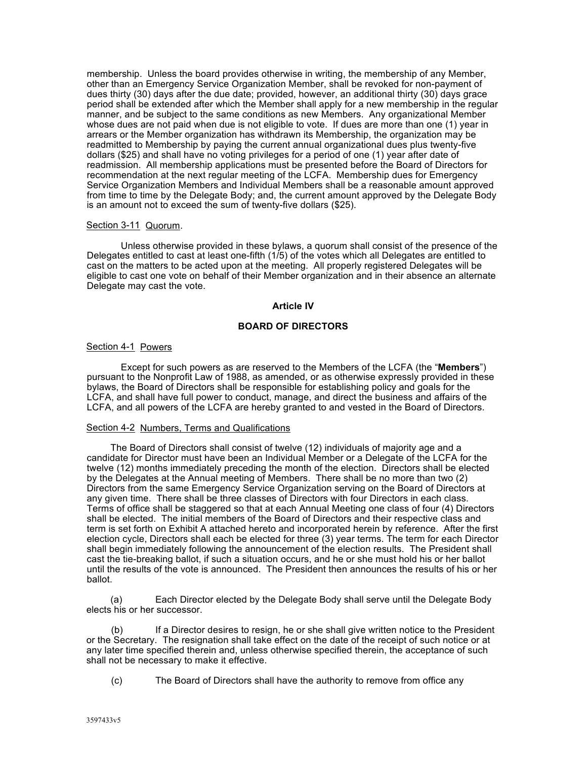membership. Unless the board provides otherwise in writing, the membership of any Member, other than an Emergency Service Organization Member, shall be revoked for non-payment of dues thirty (30) days after the due date; provided, however, an additional thirty (30) days grace period shall be extended after which the Member shall apply for a new membership in the regular manner, and be subject to the same conditions as new Members. Any organizational Member whose dues are not paid when due is not eligible to vote. If dues are more than one (1) year in arrears or the Member organization has withdrawn its Membership, the organization may be readmitted to Membership by paying the current annual organizational dues plus twenty-five dollars ($25) and shall have no voting privileges for a period of one (1) year after date of readmission. All membership applications must be presented before the Board of Directors for recommendation at the next regular meeting of the LCFA. Membership dues for Emergency Service Organization Members and Individual Members shall be a reasonable amount approved from time to time by the Delegate Body; and, the current amount approved by the Delegate Body is an amount not to exceed the sum of twenty-five dollars ($25).

Section 3-11 Quorum.

Unless otherwise provided in these bylaws, a quorum shall consist of the presence of the Delegates entitled to cast at least one-fifth (1/5) of the votes which all Delegates are entitled to cast on the matters to be acted upon at the meeting. All properly registered Delegates will be eligible to cast one vote on behalf of their Member organization and in their absence an alternate Delegate may cast the vote.

## Article IV

## BOARD OF DIRECTORS

Section 4-1 Powers

Except for such powers as are reserved to the Members of the LCFA (the "**Members**") pursuant to the Nonprofit Law of 1988, as amended, or as otherwise expressly provided in these bylaws, the Board of Directors shall be responsible for establishing policy and goals for the LCFA, and shall have full power to conduct, manage, and direct the business and affairs of the LCFA, and all powers of the LCFA are hereby granted to and vested in the Board of Directors.

Section 4-2 Numbers, Terms and Qualifications

The Board of Directors shall consist of twelve (12) individuals of majority age and a candidate for Director must have been an Individual Member or a Delegate of the LCFA for the twelve (12) months immediately preceding the month of the election. Directors shall be elected by the Delegates at the Annual meeting of Members. There shall be no more than two (2) Directors from the same Emergency Service Organization serving on the Board of Directors at any given time. There shall be three classes of Directors with four Directors in each class. Terms of office shall be staggered so that at each Annual Meeting one class of four (4) Directors shall be elected. The initial members of the Board of Directors and their respective class and term is set forth on Exhibit A attached hereto and incorporated herein by reference. After the first election cycle, Directors shall each be elected for three (3) year terms. The term for each Director shall begin immediately following the announcement of the election results. The President shall cast the tie-breaking ballot, if such a situation occurs, and he or she must hold his or her ballot until the results of the vote is announced. The President then announces the results of his or her ballot.

(a) Each Director elected by the Delegate Body shall serve until the Delegate Body elects his or her successor.

(b) If a Director desires to resign, he or she shall give written notice to the President or the Secretary. The resignation shall take effect on the date of the receipt of such notice or at any later time specified therein and, unless otherwise specified therein, the acceptance of such shall not be necessary to make it effective.

(c) The Board of Directors shall have the authority to remove from office any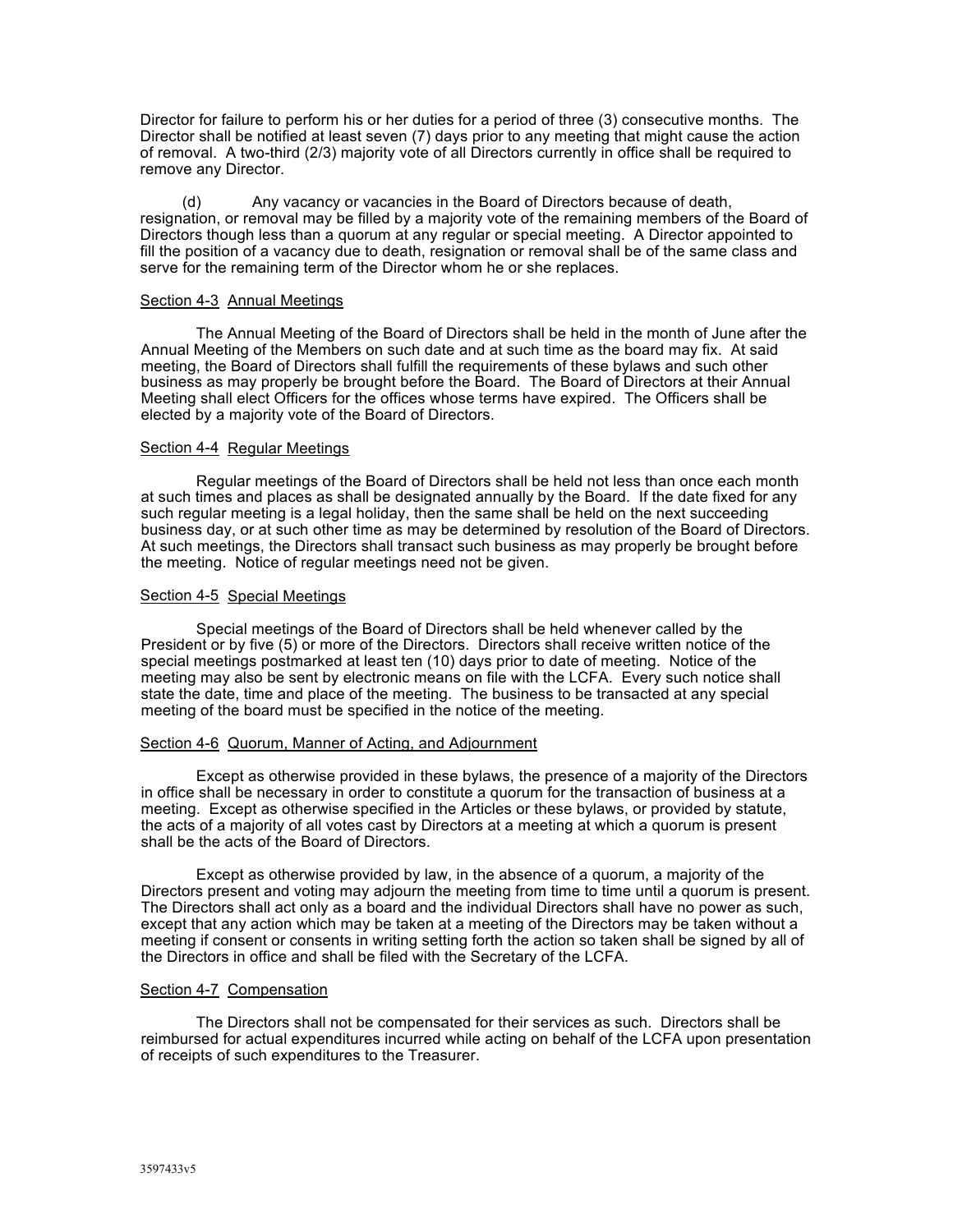Director for failure to perform his or her duties for a period of three (3) consecutive months. The Director shall be notified at least seven (7) days prior to any meeting that might cause the action of removal. A two-third (2/3) majority vote of all Directors currently in office shall be required to remove any Director.

(d) Any vacancy or vacancies in the Board of Directors because of death, resignation, or removal may be filled by a majority vote of the remaining members of the Board of Directors though less than a quorum at any regular or special meeting. A Director appointed to fill the position of a vacancy due to death, resignation or removal shall be of the same class and serve for the remaining term of the Director whom he or she replaces.

Section 4-3 Annual Meetings

The Annual Meeting of the Board of Directors shall be held in the month of June after the Annual Meeting of the Members on such date and at such time as the board may fix. At said meeting, the Board of Directors shall fulfill the requirements of these bylaws and such other business as may properly be brought before the Board. The Board of Directors at their Annual Meeting shall elect Officers for the offices whose terms have expired. The Officers shall be elected by a majority vote of the Board of Directors.

Section 4-4 Regular Meetings

Regular meetings of the Board of Directors shall be held not less than once each month at such times and places as shall be designated annually by the Board. If the date fixed for any such regular meeting is a legal holiday, then the same shall be held on the next succeeding business day, or at such other time as may be determined by resolution of the Board of Directors. At such meetings, the Directors shall transact such business as may properly be brought before the meeting. Notice of regular meetings need not be given.

Section 4-5 Special Meetings

Special meetings of the Board of Directors shall be held whenever called by the President or by five (5) or more of the Directors. Directors shall receive written notice of the special meetings postmarked at least ten (10) days prior to date of meeting. Notice of the meeting may also be sent by electronic means on file with the LCFA. Every such notice shall state the date, time and place of the meeting. The business to be transacted at any special meeting of the board must be specified in the notice of the meeting.

Section 4-6 Quorum, Manner of Acting, and Adjournment

Except as otherwise provided in these bylaws, the presence of a majority of the Directors in office shall be necessary in order to constitute a quorum for the transaction of business at a meeting. Except as otherwise specified in the Articles or these bylaws, or provided by statute, the acts of a majority of all votes cast by Directors at a meeting at which a quorum is present shall be the acts of the Board of Directors.

Except as otherwise provided by law, in the absence of a quorum, a majority of the Directors present and voting may adjourn the meeting from time to time until a quorum is present. The Directors shall act only as a board and the individual Directors shall have no power as such, except that any action which may be taken at a meeting of the Directors may be taken without a meeting if consent or consents in writing setting forth the action so taken shall be signed by all of the Directors in office and shall be filed with the Secretary of the LCFA.

Section 4-7 Compensation

The Directors shall not be compensated for their services as such. Directors shall be reimbursed for actual expenditures incurred while acting on behalf of the LCFA upon presentation of receipts of such expenditures to the Treasurer.

3597433v5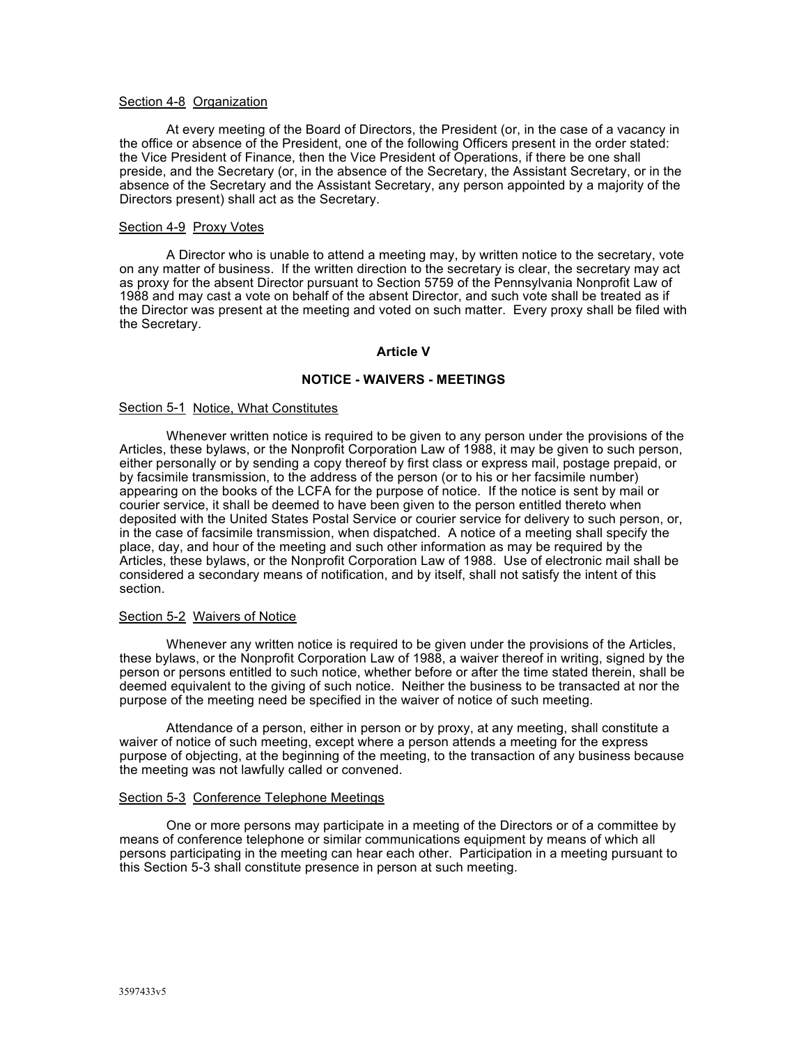Section 4-8  Organization

At every meeting of the Board of Directors, the President (or, in the case of a vacancy in the office or absence of the President, one of the following Officers present in the order stated: the Vice President of Finance, then the Vice President of Operations, if there be one shall preside, and the Secretary (or, in the absence of the Secretary, the Assistant Secretary, or in the absence of the Secretary and the Assistant Secretary, any person appointed by a majority of the Directors present) shall act as the Secretary.

Section 4-9  Proxy Votes

A Director who is unable to attend a meeting may, by written notice to the secretary, vote on any matter of business. If the written direction to the secretary is clear, the secretary may act as proxy for the absent Director pursuant to Section 5759 of the Pennsylvania Nonprofit Law of 1988 and may cast a vote on behalf of the absent Director, and such vote shall be treated as if the Director was present at the meeting and voted on such matter. Every proxy shall be filed with the Secretary.

## Article V

## NOTICE - WAIVERS - MEETINGS

Section 5-1  Notice, What Constitutes

Whenever written notice is required to be given to any person under the provisions of the Articles, these bylaws, or the Nonprofit Corporation Law of 1988, it may be given to such person, either personally or by sending a copy thereof by first class or express mail, postage prepaid, or by facsimile transmission, to the address of the person (or to his or her facsimile number) appearing on the books of the LCFA for the purpose of notice. If the notice is sent by mail or courier service, it shall be deemed to have been given to the person entitled thereto when deposited with the United States Postal Service or courier service for delivery to such person, or, in the case of facsimile transmission, when dispatched. A notice of a meeting shall specify the place, day, and hour of the meeting and such other information as may be required by the Articles, these bylaws, or the Nonprofit Corporation Law of 1988. Use of electronic mail shall be considered a secondary means of notification, and by itself, shall not satisfy the intent of this section.

Section 5-2  Waivers of Notice

Whenever any written notice is required to be given under the provisions of the Articles, these bylaws, or the Nonprofit Corporation Law of 1988, a waiver thereof in writing, signed by the person or persons entitled to such notice, whether before or after the time stated therein, shall be deemed equivalent to the giving of such notice. Neither the business to be transacted at nor the purpose of the meeting need be specified in the waiver of notice of such meeting.

Attendance of a person, either in person or by proxy, at any meeting, shall constitute a waiver of notice of such meeting, except where a person attends a meeting for the express purpose of objecting, at the beginning of the meeting, to the transaction of any business because the meeting was not lawfully called or convened.

Section 5-3  Conference Telephone Meetings

One or more persons may participate in a meeting of the Directors or of a committee by means of conference telephone or similar communications equipment by means of which all persons participating in the meeting can hear each other. Participation in a meeting pursuant to this Section 5-3 shall constitute presence in person at such meeting.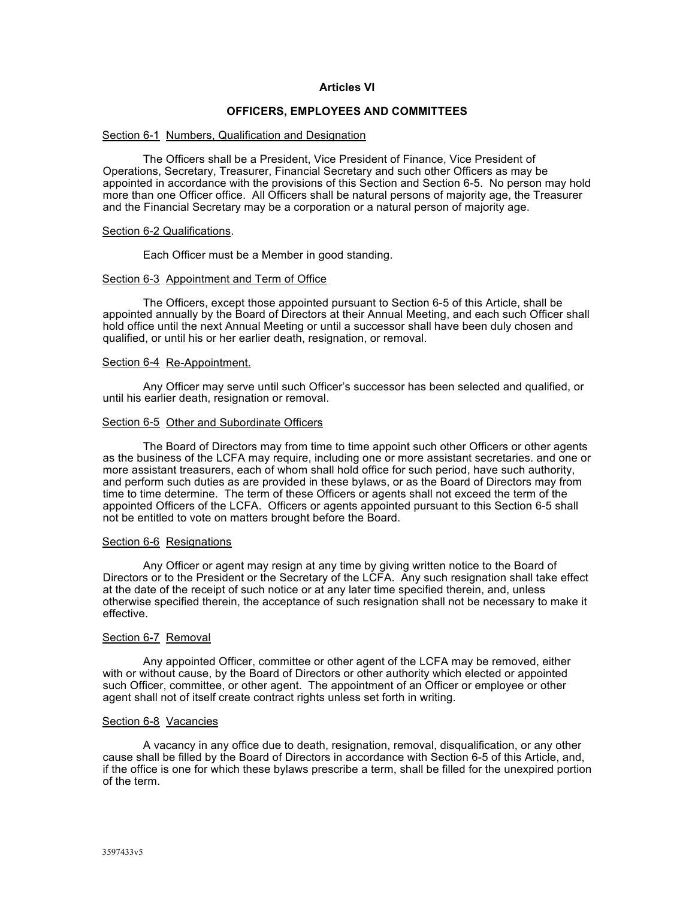## Articles VI

## OFFICERS, EMPLOYEES AND COMMITTEES

Section 6-1 Numbers, Qualification and Designation

The Officers shall be a President, Vice President of Finance, Vice President of Operations, Secretary, Treasurer, Financial Secretary and such other Officers as may be appointed in accordance with the provisions of this Section and Section 6-5. No person may hold more than one Officer office. All Officers shall be natural persons of majority age, the Treasurer and the Financial Secretary may be a corporation or a natural person of majority age.

Section 6-2 Qualifications.

Each Officer must be a Member in good standing.

Section 6-3 Appointment and Term of Office

The Officers, except those appointed pursuant to Section 6-5 of this Article, shall be appointed annually by the Board of Directors at their Annual Meeting, and each such Officer shall hold office until the next Annual Meeting or until a successor shall have been duly chosen and qualified, or until his or her earlier death, resignation, or removal.

Section 6-4 Re-Appointment.

Any Officer may serve until such Officer's successor has been selected and qualified, or until his earlier death, resignation or removal.

Section 6-5 Other and Subordinate Officers

The Board of Directors may from time to time appoint such other Officers or other agents as the business of the LCFA may require, including one or more assistant secretaries. and one or more assistant treasurers, each of whom shall hold office for such period, have such authority, and perform such duties as are provided in these bylaws, or as the Board of Directors may from time to time determine. The term of these Officers or agents shall not exceed the term of the appointed Officers of the LCFA. Officers or agents appointed pursuant to this Section 6-5 shall not be entitled to vote on matters brought before the Board.

Section 6-6 Resignations

Any Officer or agent may resign at any time by giving written notice to the Board of Directors or to the President or the Secretary of the LCFA. Any such resignation shall take effect at the date of the receipt of such notice or at any later time specified therein, and, unless otherwise specified therein, the acceptance of such resignation shall not be necessary to make it effective.

Section 6-7 Removal

Any appointed Officer, committee or other agent of the LCFA may be removed, either with or without cause, by the Board of Directors or other authority which elected or appointed such Officer, committee, or other agent. The appointment of an Officer or employee or other agent shall not of itself create contract rights unless set forth in writing.

Section 6-8 Vacancies

A vacancy in any office due to death, resignation, removal, disqualification, or any other cause shall be filled by the Board of Directors in accordance with Section 6-5 of this Article, and, if the office is one for which these bylaws prescribe a term, shall be filled for the unexpired portion of the term.

3597433v5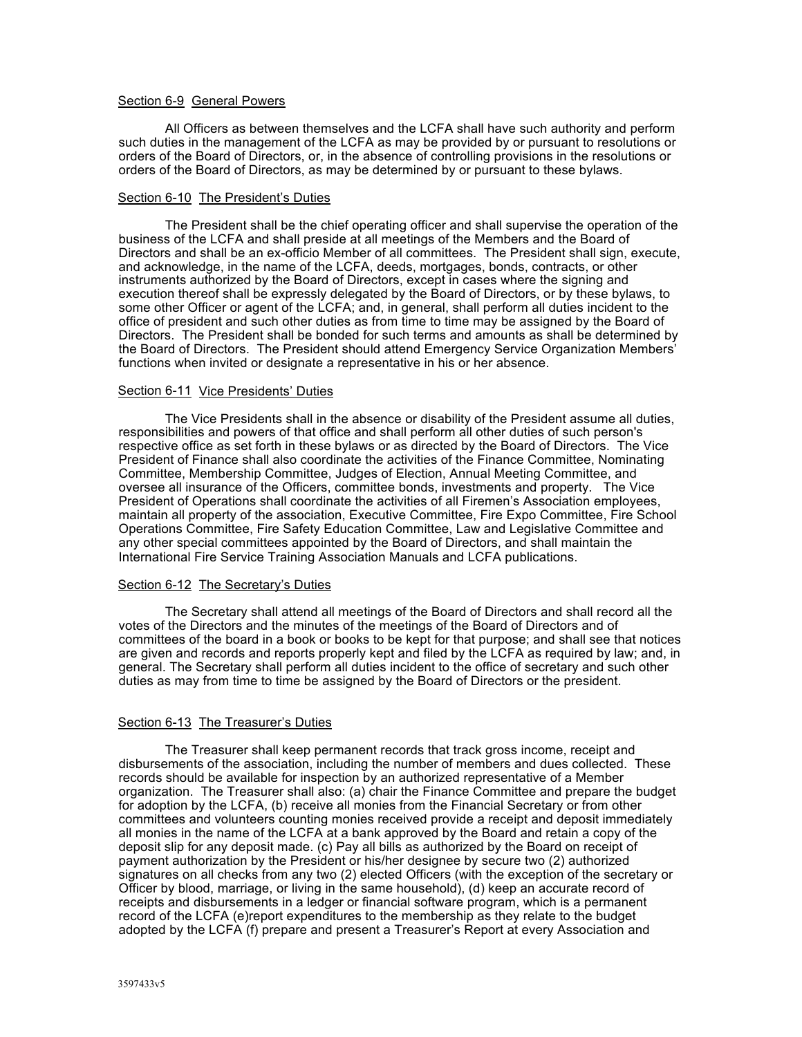### Section 6-9 General Powers

All Officers as between themselves and the LCFA shall have such authority and perform such duties in the management of the LCFA as may be provided by or pursuant to resolutions or orders of the Board of Directors, or, in the absence of controlling provisions in the resolutions or orders of the Board of Directors, as may be determined by or pursuant to these bylaws.

### Section 6-10 The President's Duties

The President shall be the chief operating officer and shall supervise the operation of the business of the LCFA and shall preside at all meetings of the Members and the Board of Directors and shall be an ex-officio Member of all committees. The President shall sign, execute, and acknowledge, in the name of the LCFA, deeds, mortgages, bonds, contracts, or other instruments authorized by the Board of Directors, except in cases where the signing and execution thereof shall be expressly delegated by the Board of Directors, or by these bylaws, to some other Officer or agent of the LCFA; and, in general, shall perform all duties incident to the office of president and such other duties as from time to time may be assigned by the Board of Directors. The President shall be bonded for such terms and amounts as shall be determined by the Board of Directors. The President should attend Emergency Service Organization Members' functions when invited or designate a representative in his or her absence.

### Section 6-11 Vice Presidents' Duties

The Vice Presidents shall in the absence or disability of the President assume all duties, responsibilities and powers of that office and shall perform all other duties of such person's respective office as set forth in these bylaws or as directed by the Board of Directors. The Vice President of Finance shall also coordinate the activities of the Finance Committee, Nominating Committee, Membership Committee, Judges of Election, Annual Meeting Committee, and oversee all insurance of the Officers, committee bonds, investments and property. The Vice President of Operations shall coordinate the activities of all Firemen's Association employees, maintain all property of the association, Executive Committee, Fire Expo Committee, Fire School Operations Committee, Fire Safety Education Committee, Law and Legislative Committee and any other special committees appointed by the Board of Directors, and shall maintain the International Fire Service Training Association Manuals and LCFA publications.

### Section 6-12 The Secretary's Duties

The Secretary shall attend all meetings of the Board of Directors and shall record all the votes of the Directors and the minutes of the meetings of the Board of Directors and of committees of the board in a book or books to be kept for that purpose; and shall see that notices are given and records and reports properly kept and filed by the LCFA as required by law; and, in general. The Secretary shall perform all duties incident to the office of secretary and such other duties as may from time to time be assigned by the Board of Directors or the president.

### Section 6-13 The Treasurer's Duties

The Treasurer shall keep permanent records that track gross income, receipt and disbursements of the association, including the number of members and dues collected. These records should be available for inspection by an authorized representative of a Member organization. The Treasurer shall also: (a) chair the Finance Committee and prepare the budget for adoption by the LCFA, (b) receive all monies from the Financial Secretary or from other committees and volunteers counting monies received provide a receipt and deposit immediately all monies in the name of the LCFA at a bank approved by the Board and retain a copy of the deposit slip for any deposit made. (c) Pay all bills as authorized by the Board on receipt of payment authorization by the President or his/her designee by secure two (2) authorized signatures on all checks from any two (2) elected Officers (with the exception of the secretary or Officer by blood, marriage, or living in the same household), (d) keep an accurate record of receipts and disbursements in a ledger or financial software program, which is a permanent record of the LCFA (e)report expenditures to the membership as they relate to the budget adopted by the LCFA (f) prepare and present a Treasurer's Report at every Association and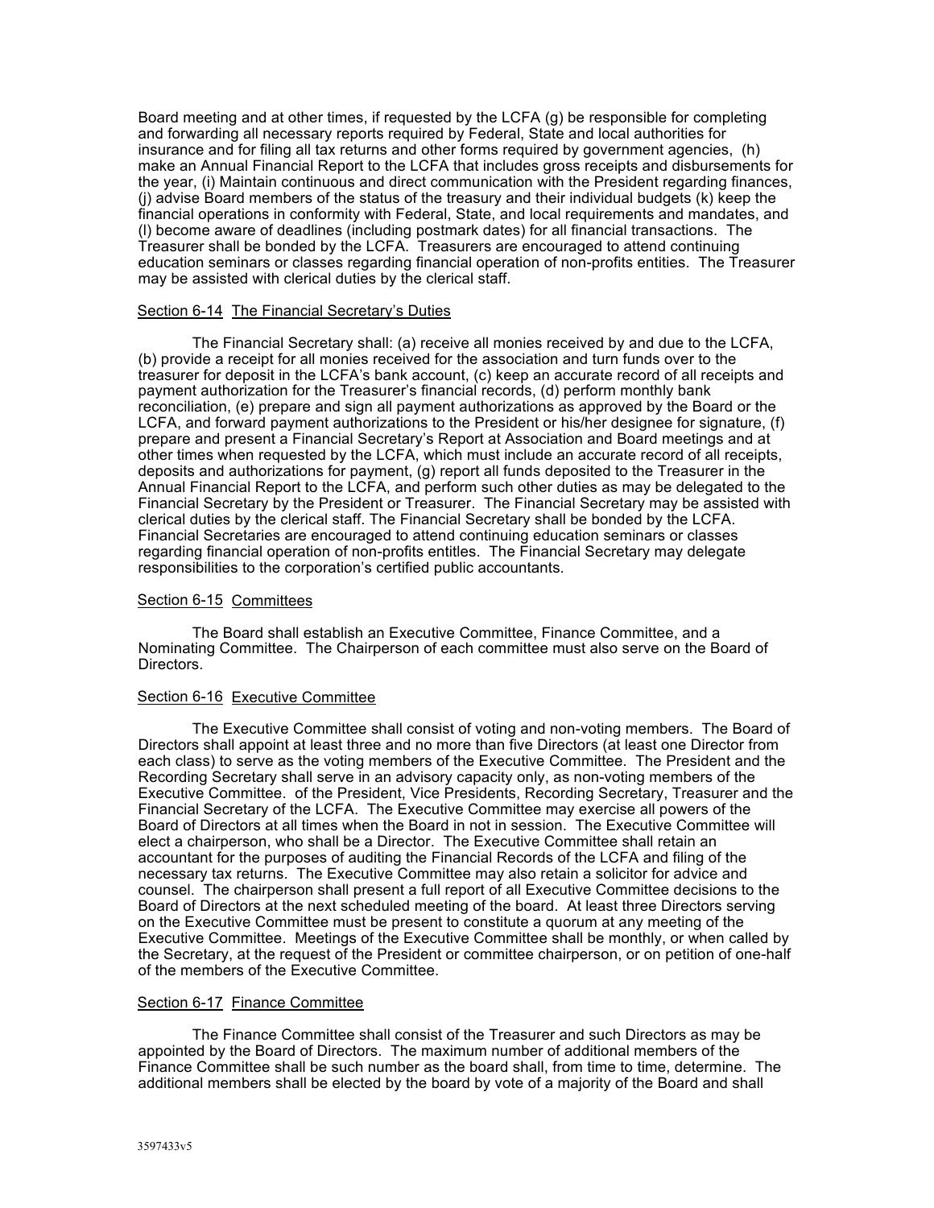Board meeting and at other times, if requested by the LCFA (g) be responsible for completing and forwarding all necessary reports required by Federal, State and local authorities for insurance and for filing all tax returns and other forms required by government agencies, (h) make an Annual Financial Report to the LCFA that includes gross receipts and disbursements for the year, (i) Maintain continuous and direct communication with the President regarding finances, (j) advise Board members of the status of the treasury and their individual budgets (k) keep the financial operations in conformity with Federal, State, and local requirements and mandates, and (l) become aware of deadlines (including postmark dates) for all financial transactions. The Treasurer shall be bonded by the LCFA. Treasurers are encouraged to attend continuing education seminars or classes regarding financial operation of non-profits entities. The Treasurer may be assisted with clerical duties by the clerical staff.

Section 6-14 The Financial Secretary's Duties

The Financial Secretary shall: (a) receive all monies received by and due to the LCFA, (b) provide a receipt for all monies received for the association and turn funds over to the treasurer for deposit in the LCFA's bank account, (c) keep an accurate record of all receipts and payment authorization for the Treasurer's financial records, (d) perform monthly bank reconciliation, (e) prepare and sign all payment authorizations as approved by the Board or the LCFA, and forward payment authorizations to the President or his/her designee for signature, (f) prepare and present a Financial Secretary's Report at Association and Board meetings and at other times when requested by the LCFA, which must include an accurate record of all receipts, deposits and authorizations for payment, (g) report all funds deposited to the Treasurer in the Annual Financial Report to the LCFA, and perform such other duties as may be delegated to the Financial Secretary by the President or Treasurer. The Financial Secretary may be assisted with clerical duties by the clerical staff. The Financial Secretary shall be bonded by the LCFA. Financial Secretaries are encouraged to attend continuing education seminars or classes regarding financial operation of non-profits entitles. The Financial Secretary may delegate responsibilities to the corporation's certified public accountants.

Section 6-15 Committees

The Board shall establish an Executive Committee, Finance Committee, and a Nominating Committee. The Chairperson of each committee must also serve on the Board of Directors.

Section 6-16 Executive Committee

The Executive Committee shall consist of voting and non-voting members. The Board of Directors shall appoint at least three and no more than five Directors (at least one Director from each class) to serve as the voting members of the Executive Committee. The President and the Recording Secretary shall serve in an advisory capacity only, as non-voting members of the Executive Committee. of the President, Vice Presidents, Recording Secretary, Treasurer and the Financial Secretary of the LCFA. The Executive Committee may exercise all powers of the Board of Directors at all times when the Board in not in session. The Executive Committee will elect a chairperson, who shall be a Director. The Executive Committee shall retain an accountant for the purposes of auditing the Financial Records of the LCFA and filing of the necessary tax returns. The Executive Committee may also retain a solicitor for advice and counsel. The chairperson shall present a full report of all Executive Committee decisions to the Board of Directors at the next scheduled meeting of the board. At least three Directors serving on the Executive Committee must be present to constitute a quorum at any meeting of the Executive Committee. Meetings of the Executive Committee shall be monthly, or when called by the Secretary, at the request of the President or committee chairperson, or on petition of one-half of the members of the Executive Committee.

Section 6-17 Finance Committee

The Finance Committee shall consist of the Treasurer and such Directors as may be appointed by the Board of Directors. The maximum number of additional members of the Finance Committee shall be such number as the board shall, from time to time, determine. The additional members shall be elected by the board by vote of a majority of the Board and shall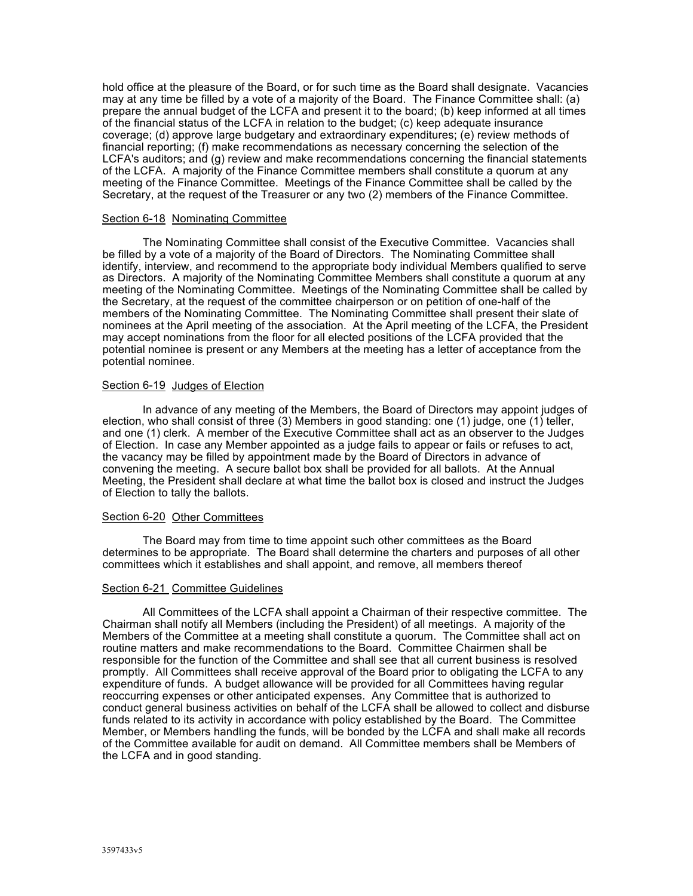hold office at the pleasure of the Board, or for such time as the Board shall designate. Vacancies may at any time be filled by a vote of a majority of the Board. The Finance Committee shall: (a) prepare the annual budget of the LCFA and present it to the board; (b) keep informed at all times of the financial status of the LCFA in relation to the budget; (c) keep adequate insurance coverage; (d) approve large budgetary and extraordinary expenditures; (e) review methods of financial reporting; (f) make recommendations as necessary concerning the selection of the LCFA's auditors; and (g) review and make recommendations concerning the financial statements of the LCFA. A majority of the Finance Committee members shall constitute a quorum at any meeting of the Finance Committee. Meetings of the Finance Committee shall be called by the Secretary, at the request of the Treasurer or any two (2) members of the Finance Committee.

Section 6-18 Nominating Committee

The Nominating Committee shall consist of the Executive Committee. Vacancies shall be filled by a vote of a majority of the Board of Directors. The Nominating Committee shall identify, interview, and recommend to the appropriate body individual Members qualified to serve as Directors. A majority of the Nominating Committee Members shall constitute a quorum at any meeting of the Nominating Committee. Meetings of the Nominating Committee shall be called by the Secretary, at the request of the committee chairperson or on petition of one-half of the members of the Nominating Committee. The Nominating Committee shall present their slate of nominees at the April meeting of the association. At the April meeting of the LCFA, the President may accept nominations from the floor for all elected positions of the LCFA provided that the potential nominee is present or any Members at the meeting has a letter of acceptance from the potential nominee.

Section 6-19 Judges of Election

In advance of any meeting of the Members, the Board of Directors may appoint judges of election, who shall consist of three (3) Members in good standing: one (1) judge, one (1) teller, and one (1) clerk. A member of the Executive Committee shall act as an observer to the Judges of Election. In case any Member appointed as a judge fails to appear or fails or refuses to act, the vacancy may be filled by appointment made by the Board of Directors in advance of convening the meeting. A secure ballot box shall be provided for all ballots. At the Annual Meeting, the President shall declare at what time the ballot box is closed and instruct the Judges of Election to tally the ballots.

Section 6-20 Other Committees

The Board may from time to time appoint such other committees as the Board determines to be appropriate. The Board shall determine the charters and purposes of all other committees which it establishes and shall appoint, and remove, all members thereof

Section 6-21 Committee Guidelines

All Committees of the LCFA shall appoint a Chairman of their respective committee. The Chairman shall notify all Members (including the President) of all meetings. A majority of the Members of the Committee at a meeting shall constitute a quorum. The Committee shall act on routine matters and make recommendations to the Board. Committee Chairmen shall be responsible for the function of the Committee and shall see that all current business is resolved promptly. All Committees shall receive approval of the Board prior to obligating the LCFA to any expenditure of funds. A budget allowance will be provided for all Committees having regular reoccurring expenses or other anticipated expenses. Any Committee that is authorized to conduct general business activities on behalf of the LCFA shall be allowed to collect and disburse funds related to its activity in accordance with policy established by the Board. The Committee Member, or Members handling the funds, will be bonded by the LCFA and shall make all records of the Committee available for audit on demand. All Committee members shall be Members of the LCFA and in good standing.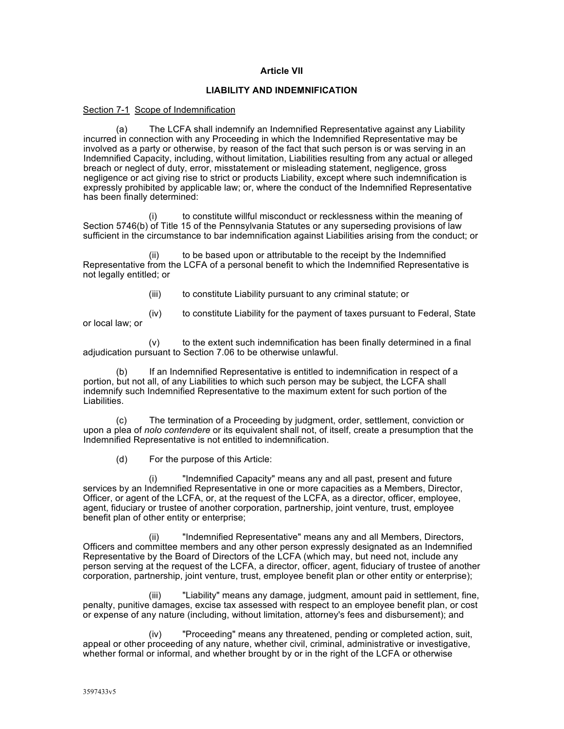**Article VII**

**LIABILITY AND INDEMNIFICATION**

Section 7-1 Scope of Indemnification

(a) The LCFA shall indemnify an Indemnified Representative against any Liability incurred in connection with any Proceeding in which the Indemnified Representative may be involved as a party or otherwise, by reason of the fact that such person is or was serving in an Indemnified Capacity, including, without limitation, Liabilities resulting from any actual or alleged breach or neglect of duty, error, misstatement or misleading statement, negligence, gross negligence or act giving rise to strict or products Liability, except where such indemnification is expressly prohibited by applicable law; or, where the conduct of the Indemnified Representative has been finally determined:

(i) to constitute willful misconduct or recklessness within the meaning of Section 5746(b) of Title 15 of the Pennsylvania Statutes or any superseding provisions of law sufficient in the circumstance to bar indemnification against Liabilities arising from the conduct; or

(ii) to be based upon or attributable to the receipt by the Indemnified Representative from the LCFA of a personal benefit to which the Indemnified Representative is not legally entitled; or

(iii) to constitute Liability pursuant to any criminal statute; or

(iv) to constitute Liability for the payment of taxes pursuant to Federal, State or local law; or

(v) to the extent such indemnification has been finally determined in a final adjudication pursuant to Section 7.06 to be otherwise unlawful.

(b) If an Indemnified Representative is entitled to indemnification in respect of a portion, but not all, of any Liabilities to which such person may be subject, the LCFA shall indemnify such Indemnified Representative to the maximum extent for such portion of the Liabilities.

(c) The termination of a Proceeding by judgment, order, settlement, conviction or upon a plea of *nolo contendere* or its equivalent shall not, of itself, create a presumption that the Indemnified Representative is not entitled to indemnification.

(d) For the purpose of this Article:

(i) "Indemnified Capacity" means any and all past, present and future services by an Indemnified Representative in one or more capacities as a Members, Director, Officer, or agent of the LCFA, or, at the request of the LCFA, as a director, officer, employee, agent, fiduciary or trustee of another corporation, partnership, joint venture, trust, employee benefit plan of other entity or enterprise;

(ii) "Indemnified Representative" means any and all Members, Directors, Officers and committee members and any other person expressly designated as an Indemnified Representative by the Board of Directors of the LCFA (which may, but need not, include any person serving at the request of the LCFA, a director, officer, agent, fiduciary of trustee of another corporation, partnership, joint venture, trust, employee benefit plan or other entity or enterprise);

(iii) "Liability" means any damage, judgment, amount paid in settlement, fine, penalty, punitive damages, excise tax assessed with respect to an employee benefit plan, or cost or expense of any nature (including, without limitation, attorney's fees and disbursement); and

(iv) "Proceeding" means any threatened, pending or completed action, suit, appeal or other proceeding of any nature, whether civil, criminal, administrative or investigative, whether formal or informal, and whether brought by or in the right of the LCFA or otherwise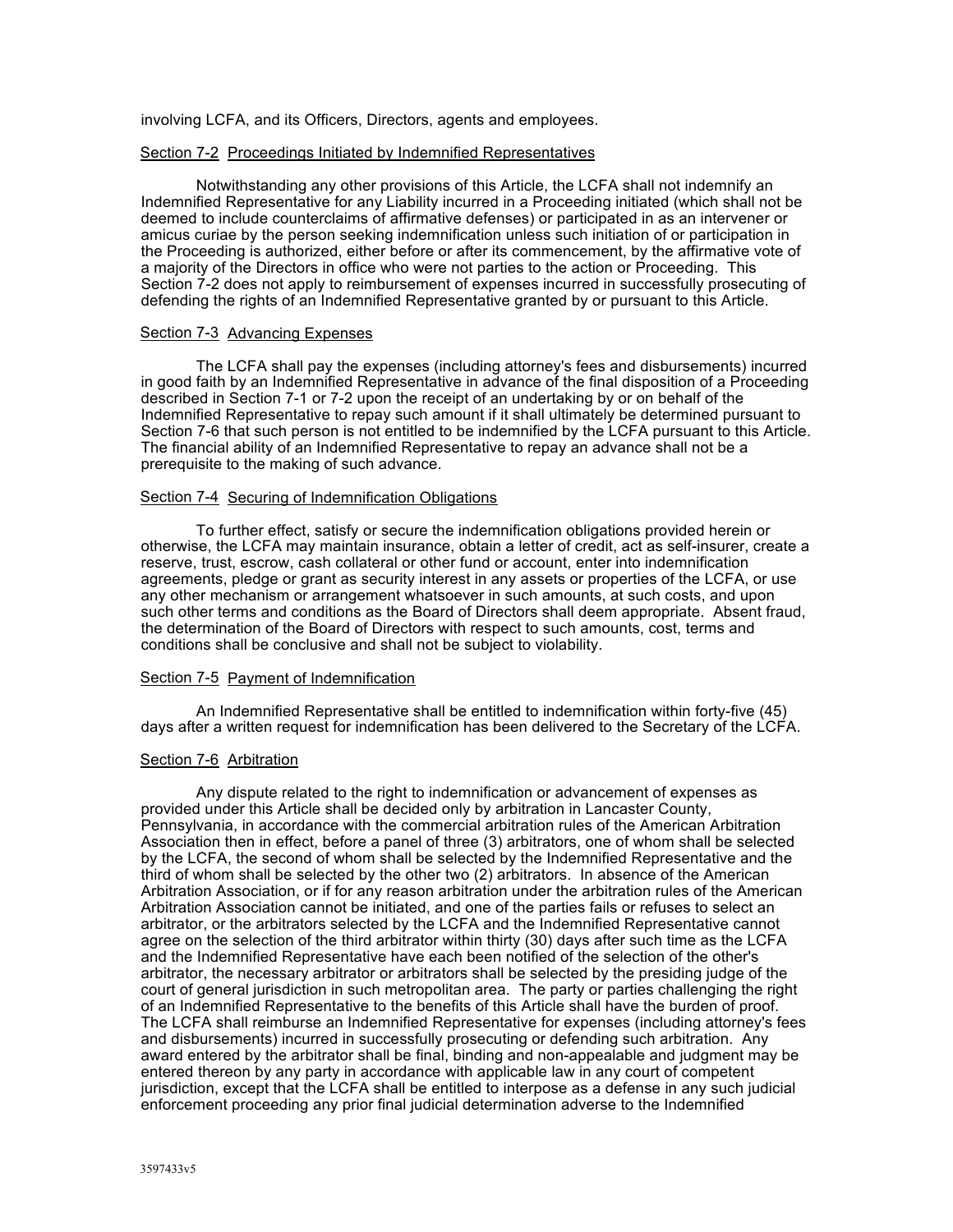involving LCFA, and its Officers, Directors, agents and employees.

Section 7-2 Proceedings Initiated by Indemnified Representatives

Notwithstanding any other provisions of this Article, the LCFA shall not indemnify an Indemnified Representative for any Liability incurred in a Proceeding initiated (which shall not be deemed to include counterclaims of affirmative defenses) or participated in as an intervener or amicus curiae by the person seeking indemnification unless such initiation of or participation in the Proceeding is authorized, either before or after its commencement, by the affirmative vote of a majority of the Directors in office who were not parties to the action or Proceeding. This Section 7-2 does not apply to reimbursement of expenses incurred in successfully prosecuting of defending the rights of an Indemnified Representative granted by or pursuant to this Article.

Section 7-3 Advancing Expenses

The LCFA shall pay the expenses (including attorney's fees and disbursements) incurred in good faith by an Indemnified Representative in advance of the final disposition of a Proceeding described in Section 7-1 or 7-2 upon the receipt of an undertaking by or on behalf of the Indemnified Representative to repay such amount if it shall ultimately be determined pursuant to Section 7-6 that such person is not entitled to be indemnified by the LCFA pursuant to this Article. The financial ability of an Indemnified Representative to repay an advance shall not be a prerequisite to the making of such advance.

Section 7-4 Securing of Indemnification Obligations

To further effect, satisfy or secure the indemnification obligations provided herein or otherwise, the LCFA may maintain insurance, obtain a letter of credit, act as self-insurer, create a reserve, trust, escrow, cash collateral or other fund or account, enter into indemnification agreements, pledge or grant as security interest in any assets or properties of the LCFA, or use any other mechanism or arrangement whatsoever in such amounts, at such costs, and upon such other terms and conditions as the Board of Directors shall deem appropriate. Absent fraud, the determination of the Board of Directors with respect to such amounts, cost, terms and conditions shall be conclusive and shall not be subject to violability.

Section 7-5 Payment of Indemnification

An Indemnified Representative shall be entitled to indemnification within forty-five (45) days after a written request for indemnification has been delivered to the Secretary of the LCFA.

Section 7-6 Arbitration

Any dispute related to the right to indemnification or advancement of expenses as provided under this Article shall be decided only by arbitration in Lancaster County, Pennsylvania, in accordance with the commercial arbitration rules of the American Arbitration Association then in effect, before a panel of three (3) arbitrators, one of whom shall be selected by the LCFA, the second of whom shall be selected by the Indemnified Representative and the third of whom shall be selected by the other two (2) arbitrators. In absence of the American Arbitration Association, or if for any reason arbitration under the arbitration rules of the American Arbitration Association cannot be initiated, and one of the parties fails or refuses to select an arbitrator, or the arbitrators selected by the LCFA and the Indemnified Representative cannot agree on the selection of the third arbitrator within thirty (30) days after such time as the LCFA and the Indemnified Representative have each been notified of the selection of the other's arbitrator, the necessary arbitrator or arbitrators shall be selected by the presiding judge of the court of general jurisdiction in such metropolitan area. The party or parties challenging the right of an Indemnified Representative to the benefits of this Article shall have the burden of proof. The LCFA shall reimburse an Indemnified Representative for expenses (including attorney's fees and disbursements) incurred in successfully prosecuting or defending such arbitration. Any award entered by the arbitrator shall be final, binding and non-appealable and judgment may be entered thereon by any party in accordance with applicable law in any court of competent jurisdiction, except that the LCFA shall be entitled to interpose as a defense in any such judicial enforcement proceeding any prior final judicial determination adverse to the Indemnified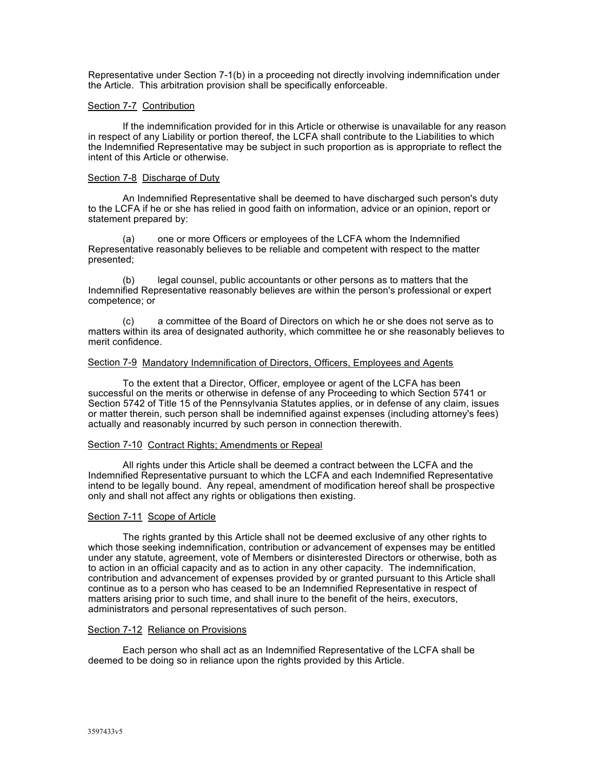Representative under Section 7-1(b) in a proceeding not directly involving indemnification under the Article. This arbitration provision shall be specifically enforceable.

Section 7-7 Contribution

If the indemnification provided for in this Article or otherwise is unavailable for any reason in respect of any Liability or portion thereof, the LCFA shall contribute to the Liabilities to which the Indemnified Representative may be subject in such proportion as is appropriate to reflect the intent of this Article or otherwise.

Section 7-8 Discharge of Duty

An Indemnified Representative shall be deemed to have discharged such person's duty to the LCFA if he or she has relied in good faith on information, advice or an opinion, report or statement prepared by:

(a) one or more Officers or employees of the LCFA whom the Indemnified Representative reasonably believes to be reliable and competent with respect to the matter presented;

(b) legal counsel, public accountants or other persons as to matters that the Indemnified Representative reasonably believes are within the person's professional or expert competence; or

(c) a committee of the Board of Directors on which he or she does not serve as to matters within its area of designated authority, which committee he or she reasonably believes to merit confidence.

Section 7-9 Mandatory Indemnification of Directors, Officers, Employees and Agents

To the extent that a Director, Officer, employee or agent of the LCFA has been successful on the merits or otherwise in defense of any Proceeding to which Section 5741 or Section 5742 of Title 15 of the Pennsylvania Statutes applies, or in defense of any claim, issues or matter therein, such person shall be indemnified against expenses (including attorney's fees) actually and reasonably incurred by such person in connection therewith.

Section 7-10 Contract Rights; Amendments or Repeal

All rights under this Article shall be deemed a contract between the LCFA and the Indemnified Representative pursuant to which the LCFA and each Indemnified Representative intend to be legally bound. Any repeal, amendment of modification hereof shall be prospective only and shall not affect any rights or obligations then existing.

Section 7-11 Scope of Article

The rights granted by this Article shall not be deemed exclusive of any other rights to which those seeking indemnification, contribution or advancement of expenses may be entitled under any statute, agreement, vote of Members or disinterested Directors or otherwise, both as to action in an official capacity and as to action in any other capacity. The indemnification, contribution and advancement of expenses provided by or granted pursuant to this Article shall continue as to a person who has ceased to be an Indemnified Representative in respect of matters arising prior to such time, and shall inure to the benefit of the heirs, executors, administrators and personal representatives of such person.

Section 7-12 Reliance on Provisions

Each person who shall act as an Indemnified Representative of the LCFA shall be deemed to be doing so in reliance upon the rights provided by this Article.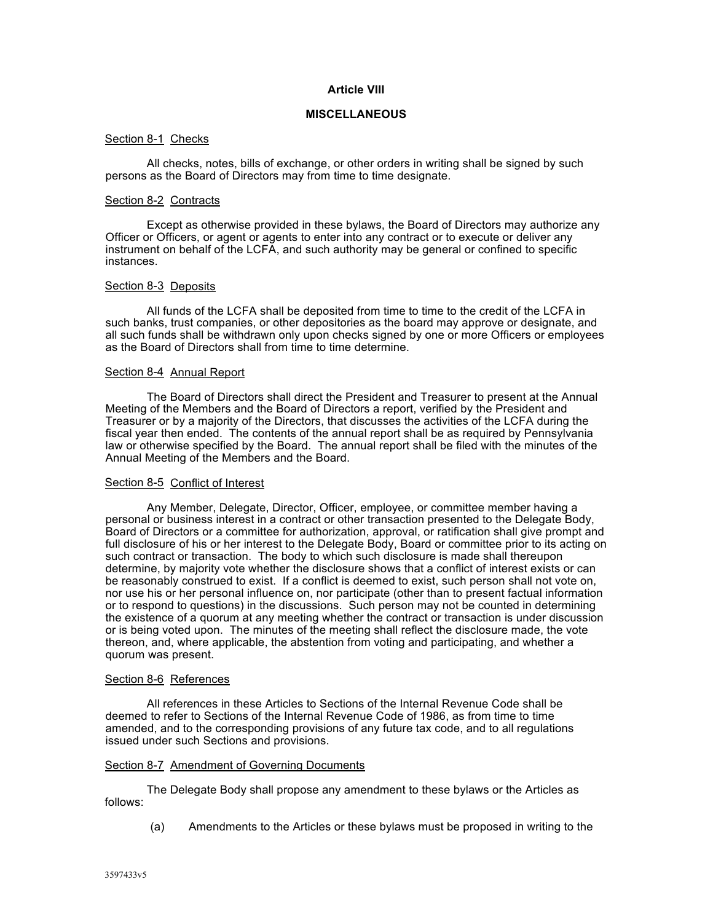## Article VIII

## MISCELLANEOUS

Section 8-1 Checks

All checks, notes, bills of exchange, or other orders in writing shall be signed by such persons as the Board of Directors may from time to time designate.

Section 8-2 Contracts

Except as otherwise provided in these bylaws, the Board of Directors may authorize any Officer or Officers, or agent or agents to enter into any contract or to execute or deliver any instrument on behalf of the LCFA, and such authority may be general or confined to specific instances.

Section 8-3 Deposits

All funds of the LCFA shall be deposited from time to time to the credit of the LCFA in such banks, trust companies, or other depositories as the board may approve or designate, and all such funds shall be withdrawn only upon checks signed by one or more Officers or employees as the Board of Directors shall from time to time determine.

Section 8-4 Annual Report

The Board of Directors shall direct the President and Treasurer to present at the Annual Meeting of the Members and the Board of Directors a report, verified by the President and Treasurer or by a majority of the Directors, that discusses the activities of the LCFA during the fiscal year then ended. The contents of the annual report shall be as required by Pennsylvania law or otherwise specified by the Board. The annual report shall be filed with the minutes of the Annual Meeting of the Members and the Board.

Section 8-5 Conflict of Interest

Any Member, Delegate, Director, Officer, employee, or committee member having a personal or business interest in a contract or other transaction presented to the Delegate Body, Board of Directors or a committee for authorization, approval, or ratification shall give prompt and full disclosure of his or her interest to the Delegate Body, Board or committee prior to its acting on such contract or transaction. The body to which such disclosure is made shall thereupon determine, by majority vote whether the disclosure shows that a conflict of interest exists or can be reasonably construed to exist. If a conflict is deemed to exist, such person shall not vote on, nor use his or her personal influence on, nor participate (other than to present factual information or to respond to questions) in the discussions. Such person may not be counted in determining the existence of a quorum at any meeting whether the contract or transaction is under discussion or is being voted upon. The minutes of the meeting shall reflect the disclosure made, the vote thereon, and, where applicable, the abstention from voting and participating, and whether a quorum was present.

Section 8-6 References

All references in these Articles to Sections of the Internal Revenue Code shall be deemed to refer to Sections of the Internal Revenue Code of 1986, as from time to time amended, and to the corresponding provisions of any future tax code, and to all regulations issued under such Sections and provisions.

Section 8-7 Amendment of Governing Documents

The Delegate Body shall propose any amendment to these bylaws or the Articles as follows:

(a) Amendments to the Articles or these bylaws must be proposed in writing to the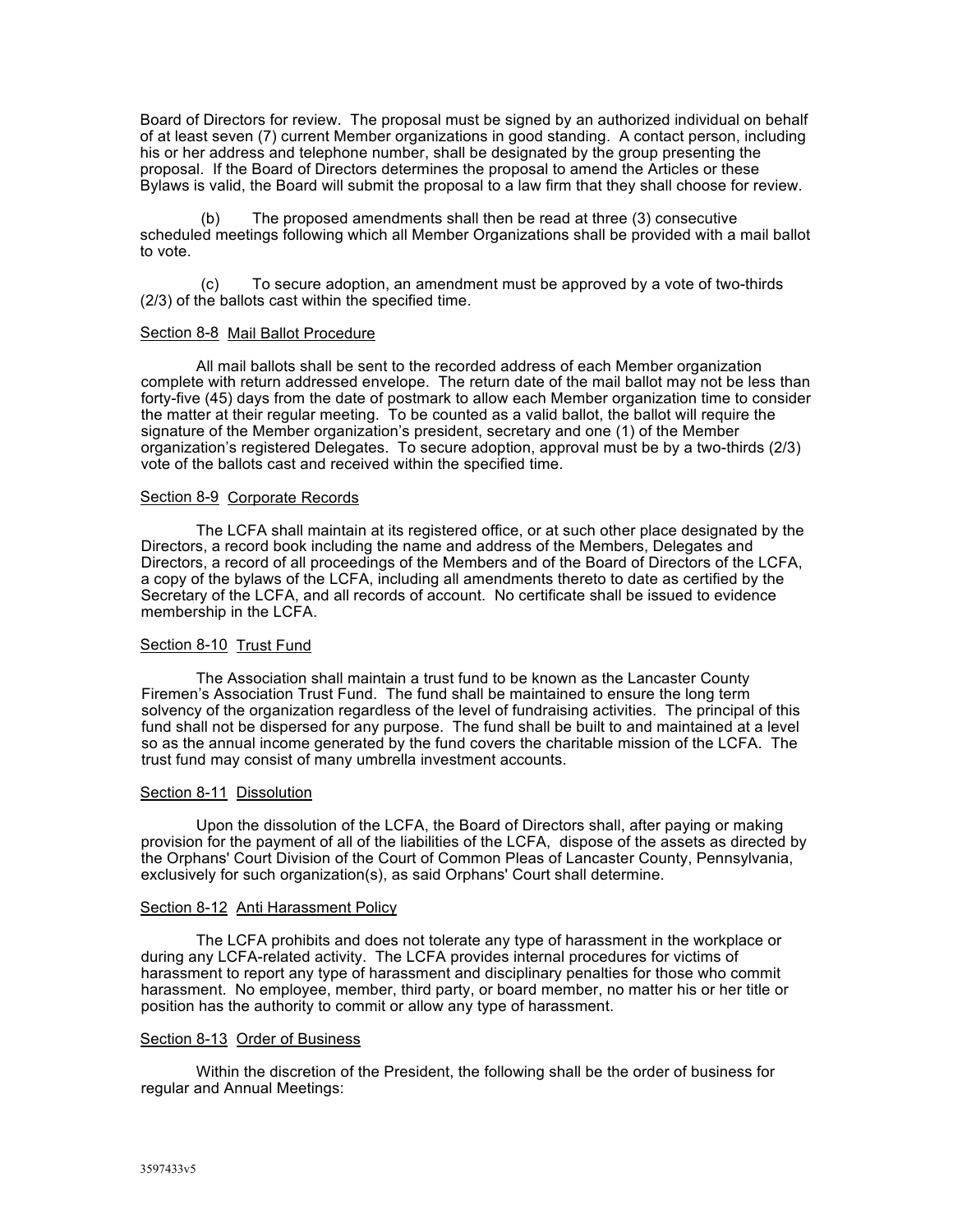Board of Directors for review. The proposal must be signed by an authorized individual on behalf of at least seven (7) current Member organizations in good standing. A contact person, including his or her address and telephone number, shall be designated by the group presenting the proposal. If the Board of Directors determines the proposal to amend the Articles or these Bylaws is valid, the Board will submit the proposal to a law firm that they shall choose for review.

(b) The proposed amendments shall then be read at three (3) consecutive scheduled meetings following which all Member Organizations shall be provided with a mail ballot to vote.

(c) To secure adoption, an amendment must be approved by a vote of two-thirds (2/3) of the ballots cast within the specified time.

Section 8-8 Mail Ballot Procedure

All mail ballots shall be sent to the recorded address of each Member organization complete with return addressed envelope. The return date of the mail ballot may not be less than forty-five (45) days from the date of postmark to allow each Member organization time to consider the matter at their regular meeting. To be counted as a valid ballot, the ballot will require the signature of the Member organization's president, secretary and one (1) of the Member organization's registered Delegates. To secure adoption, approval must be by a two-thirds (2/3) vote of the ballots cast and received within the specified time.

Section 8-9 Corporate Records

The LCFA shall maintain at its registered office, or at such other place designated by the Directors, a record book including the name and address of the Members, Delegates and Directors, a record of all proceedings of the Members and of the Board of Directors of the LCFA, a copy of the bylaws of the LCFA, including all amendments thereto to date as certified by the Secretary of the LCFA, and all records of account. No certificate shall be issued to evidence membership in the LCFA.

Section 8-10 Trust Fund

The Association shall maintain a trust fund to be known as the Lancaster County Firemen's Association Trust Fund. The fund shall be maintained to ensure the long term solvency of the organization regardless of the level of fundraising activities. The principal of this fund shall not be dispersed for any purpose. The fund shall be built to and maintained at a level so as the annual income generated by the fund covers the charitable mission of the LCFA. The trust fund may consist of many umbrella investment accounts.

Section 8-11 Dissolution

Upon the dissolution of the LCFA, the Board of Directors shall, after paying or making provision for the payment of all of the liabilities of the LCFA, dispose of the assets as directed by the Orphans' Court Division of the Court of Common Pleas of Lancaster County, Pennsylvania, exclusively for such organization(s), as said Orphans' Court shall determine.

Section 8-12 Anti Harassment Policy

The LCFA prohibits and does not tolerate any type of harassment in the workplace or during any LCFA-related activity. The LCFA provides internal procedures for victims of harassment to report any type of harassment and disciplinary penalties for those who commit harassment. No employee, member, third party, or board member, no matter his or her title or position has the authority to commit or allow any type of harassment.

Section 8-13 Order of Business

Within the discretion of the President, the following shall be the order of business for regular and Annual Meetings: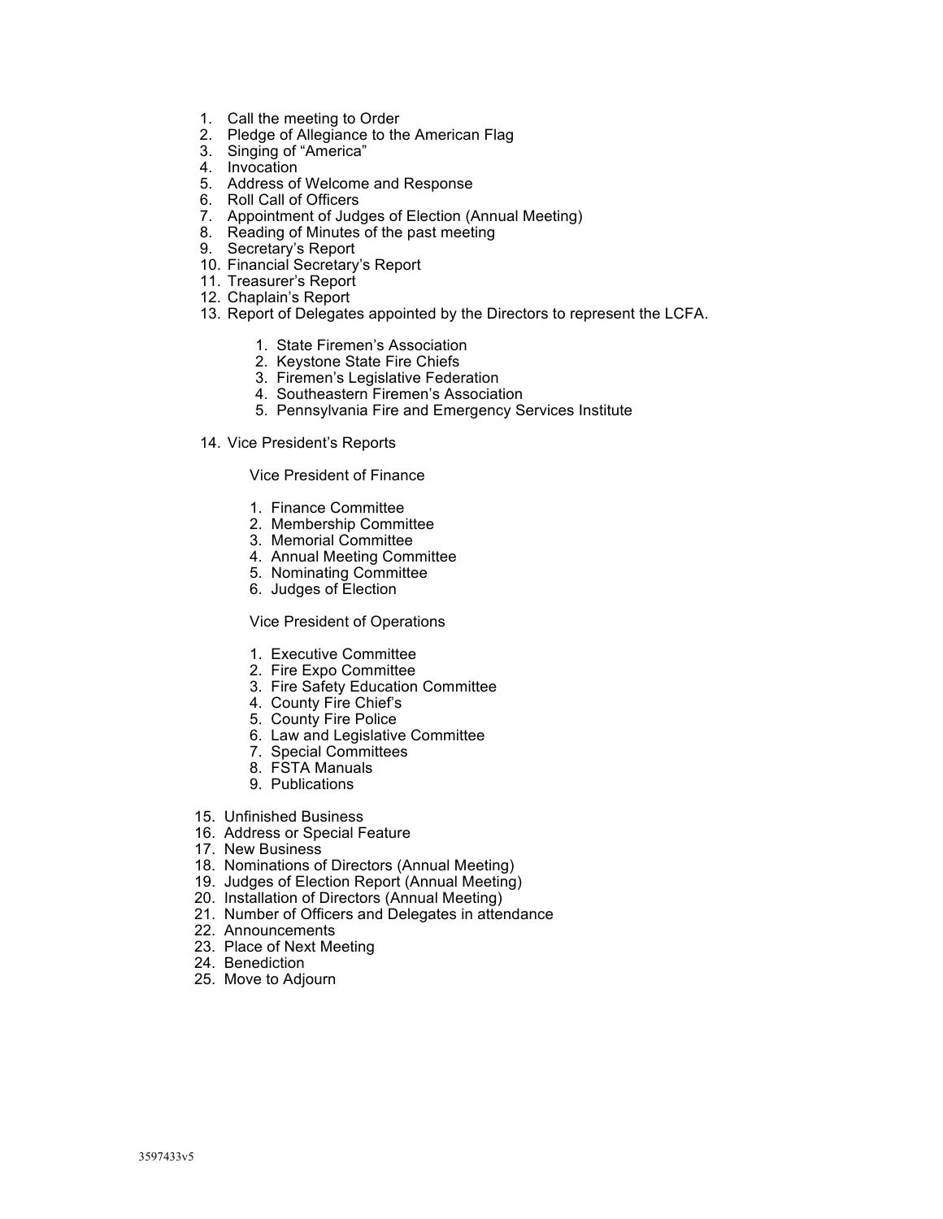1. Call the meeting to Order
2. Pledge of Allegiance to the American Flag
3. Singing of "America"
4. Invocation
5. Address of Welcome and Response
6. Roll Call of Officers
7. Appointment of Judges of Election (Annual Meeting)
8. Reading of Minutes of the past meeting
9. Secretary's Report
10. Financial Secretary's Report
11. Treasurer's Report
12. Chaplain's Report
13. Report of Delegates appointed by the Directors to represent the LCFA.

    1. State Firemen's Association
    2. Keystone State Fire Chiefs
    3. Firemen's Legislative Federation
    4. Southeastern Firemen's Association
    5. Pennsylvania Fire and Emergency Services Institute

14. Vice President's Reports

    Vice President of Finance

    1. Finance Committee
    2. Membership Committee
    3. Memorial Committee
    4. Annual Meeting Committee
    5. Nominating Committee
    6. Judges of Election

    Vice President of Operations

    1. Executive Committee
    2. Fire Expo Committee
    3. Fire Safety Education Committee
    4. County Fire Chief's
    5. County Fire Police
    6. Law and Legislative Committee
    7. Special Committees
    8. FSTA Manuals
    9. Publications

15. Unfinished Business
16. Address or Special Feature
17. New Business
18. Nominations of Directors (Annual Meeting)
19. Judges of Election Report (Annual Meeting)
20. Installation of Directors (Annual Meeting)
21. Number of Officers and Delegates in attendance
22. Announcements
23. Place of Next Meeting
24. Benediction
25. Move to Adjourn

3597433v5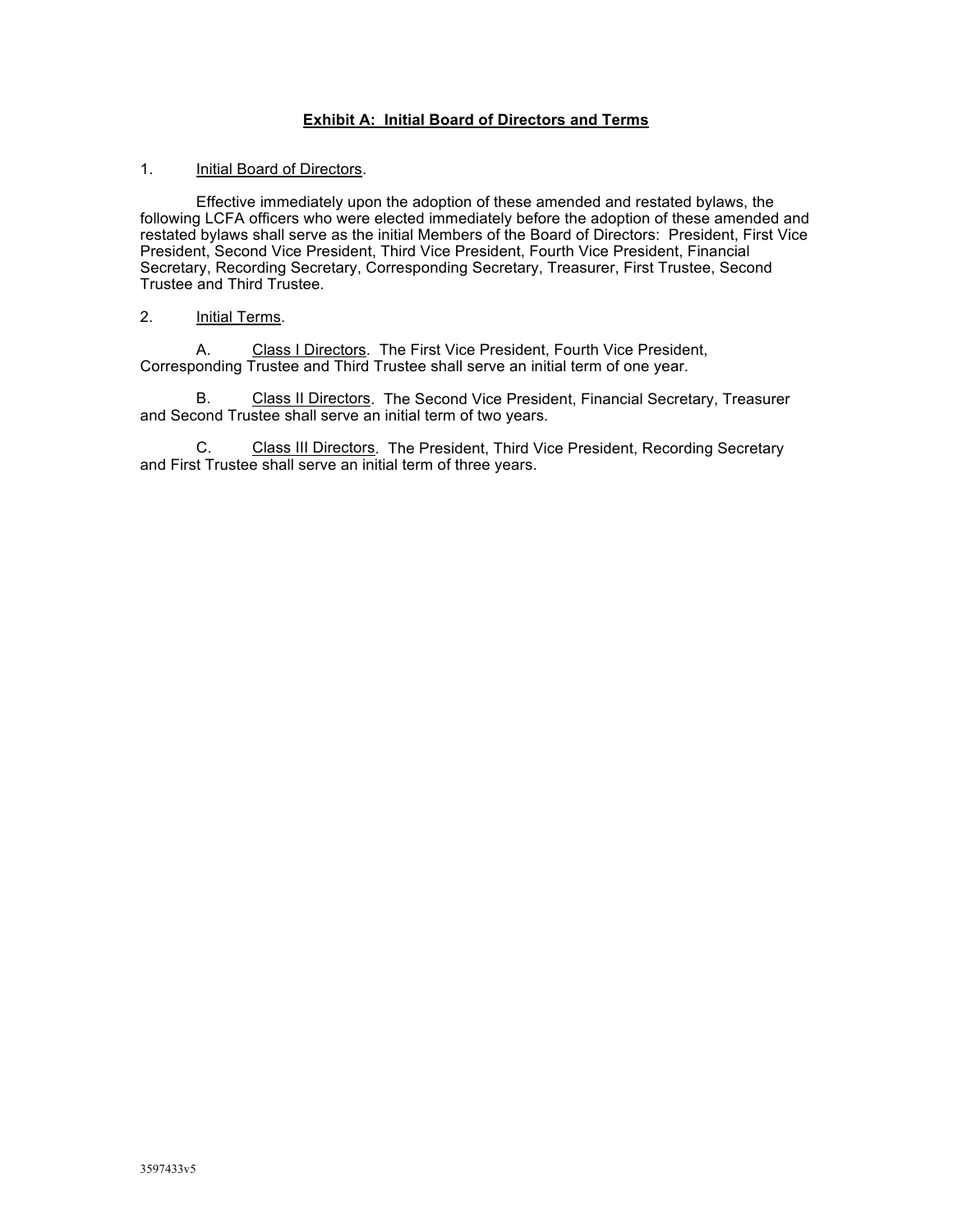## Exhibit A: Initial Board of Directors and Terms

1. Initial Board of Directors.

Effective immediately upon the adoption of these amended and restated bylaws, the following LCFA officers who were elected immediately before the adoption of these amended and restated bylaws shall serve as the initial Members of the Board of Directors: President, First Vice President, Second Vice President, Third Vice President, Fourth Vice President, Financial Secretary, Recording Secretary, Corresponding Secretary, Treasurer, First Trustee, Second Trustee and Third Trustee.

2. Initial Terms.

A. Class I Directors. The First Vice President, Fourth Vice President, Corresponding Trustee and Third Trustee shall serve an initial term of one year.

B. Class II Directors. The Second Vice President, Financial Secretary, Treasurer and Second Trustee shall serve an initial term of two years.

C. Class III Directors. The President, Third Vice President, Recording Secretary and First Trustee shall serve an initial term of three years.

3597433v5